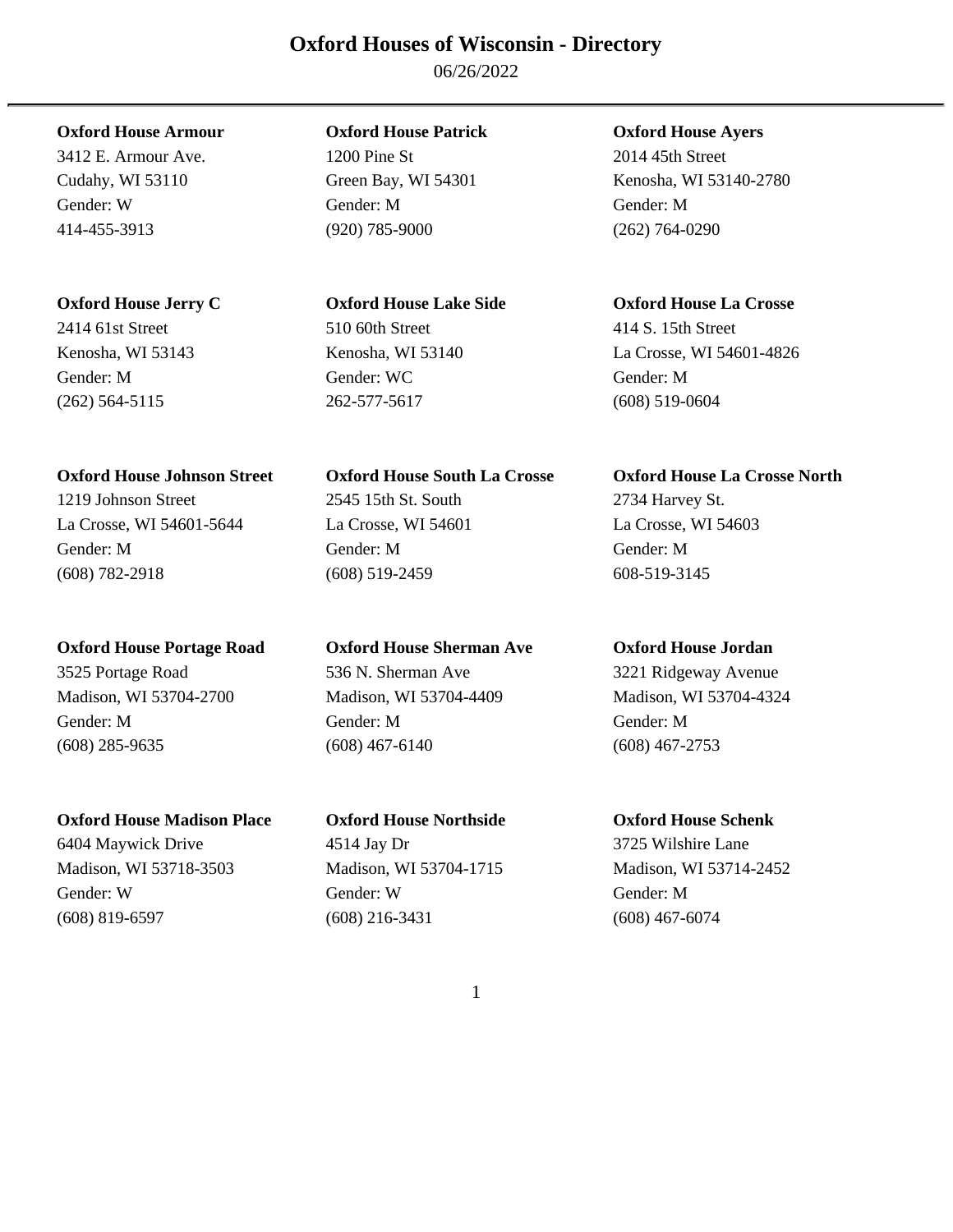# Oxford Houses of Wisconsin - Directory

06/26/2022

---

**Oxford House Armour**
3412 E. Armour Ave.
Cudahy, WI 53110
Gender: W
414-455-3913

**Oxford House Patrick**
1200 Pine St
Green Bay, WI 54301
Gender: M
(920) 785-9000

**Oxford House Ayers**
2014 45th Street
Kenosha, WI 53140-2780
Gender: M
(262) 764-0290

**Oxford House Jerry C**
2414 61st Street
Kenosha, WI 53143
Gender: M
(262) 564-5115

**Oxford House Lake Side**
510 60th Street
Kenosha, WI 53140
Gender: WC
262-577-5617

**Oxford House La Crosse**
414 S. 15th Street
La Crosse, WI 54601-4826
Gender: M
(608) 519-0604

**Oxford House Johnson Street**
1219 Johnson Street
La Crosse, WI 54601-5644
Gender: M
(608) 782-2918

**Oxford House South La Crosse**
2545 15th St. South
La Crosse, WI 54601
Gender: M
(608) 519-2459

**Oxford House La Crosse North**
2734 Harvey St.
La Crosse, WI 54603
Gender: M
608-519-3145

**Oxford House Portage Road**
3525 Portage Road
Madison, WI 53704-2700
Gender: M
(608) 285-9635

**Oxford House Sherman Ave**
536 N. Sherman Ave
Madison, WI 53704-4409
Gender: M
(608) 467-6140

**Oxford House Jordan**
3221 Ridgeway Avenue
Madison, WI 53704-4324
Gender: M
(608) 467-2753

**Oxford House Madison Place**
6404 Maywick Drive
Madison, WI 53718-3503
Gender: W
(608) 819-6597

**Oxford House Northside**
4514 Jay Dr
Madison, WI 53704-1715
Gender: W
(608) 216-3431

**Oxford House Schenk**
3725 Wilshire Lane
Madison, WI 53714-2452
Gender: M
(608) 467-6074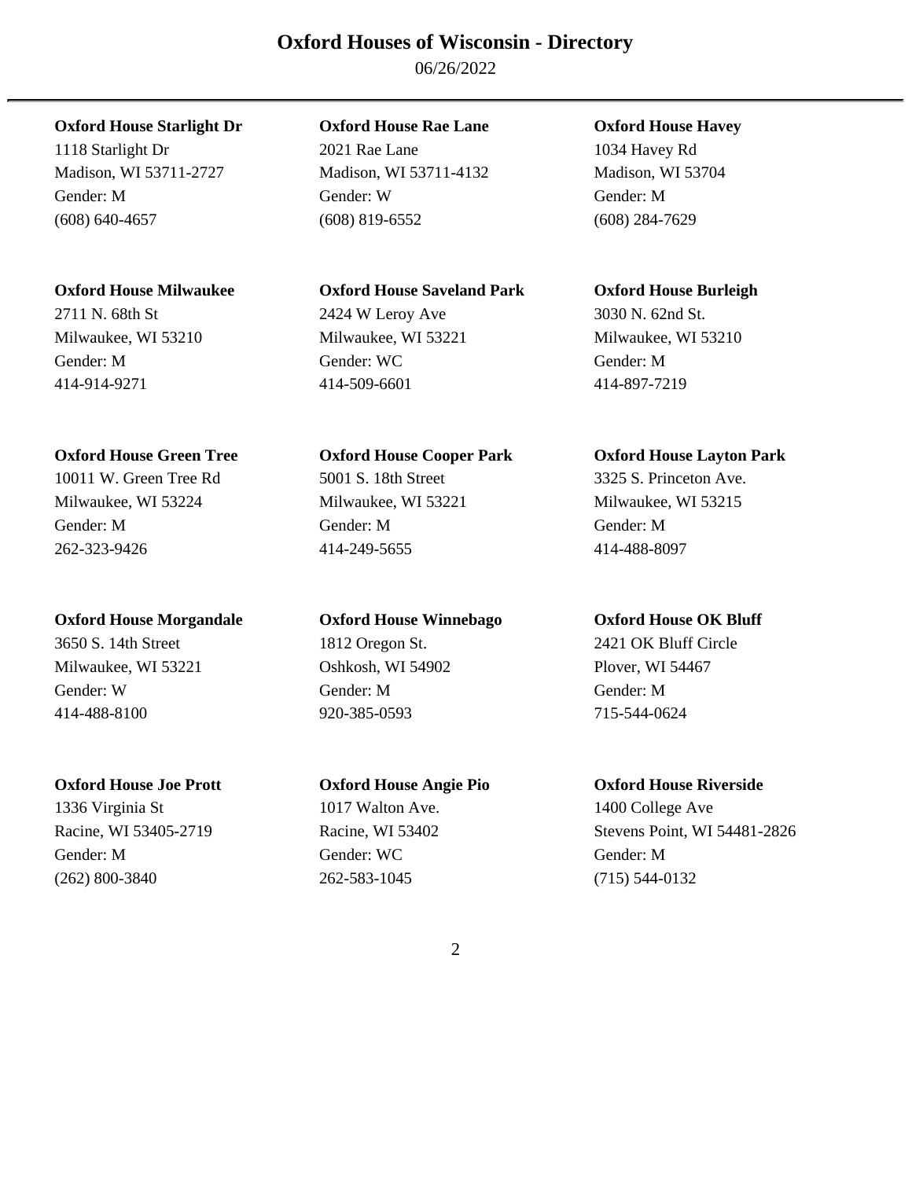# Oxford Houses of Wisconsin - Directory

06/26/2022

---

**Oxford House Starlight Dr**
1118 Starlight Dr
Madison, WI 53711-2727
Gender: M
(608) 640-4657

**Oxford House Rae Lane**
2021 Rae Lane
Madison, WI 53711-4132
Gender: W
(608) 819-6552

**Oxford House Havey**
1034 Havey Rd
Madison, WI 53704
Gender: M
(608) 284-7629

**Oxford House Milwaukee**
2711 N. 68th St
Milwaukee, WI 53210
Gender: M
414-914-9271

**Oxford House Saveland Park**
2424 W Leroy Ave
Milwaukee, WI 53221
Gender: WC
414-509-6601

**Oxford House Burleigh**
3030 N. 62nd St.
Milwaukee, WI 53210
Gender: M
414-897-7219

**Oxford House Green Tree**
10011 W. Green Tree Rd
Milwaukee, WI 53224
Gender: M
262-323-9426

**Oxford House Cooper Park**
5001 S. 18th Street
Milwaukee, WI 53221
Gender: M
414-249-5655

**Oxford House Layton Park**
3325 S. Princeton Ave.
Milwaukee, WI 53215
Gender: M
414-488-8097

**Oxford House Morgandale**
3650 S. 14th Street
Milwaukee, WI 53221
Gender: W
414-488-8100

**Oxford House Winnebago**
1812 Oregon St.
Oshkosh, WI 54902
Gender: M
920-385-0593

**Oxford House OK Bluff**
2421 OK Bluff Circle
Plover, WI 54467
Gender: M
715-544-0624

**Oxford House Joe Prott**
1336 Virginia St
Racine, WI 53405-2719
Gender: M
(262) 800-3840

**Oxford House Angie Pio**
1017 Walton Ave.
Racine, WI 53402
Gender: WC
262-583-1045

**Oxford House Riverside**
1400 College Ave
Stevens Point, WI 54481-2826
Gender: M
(715) 544-0132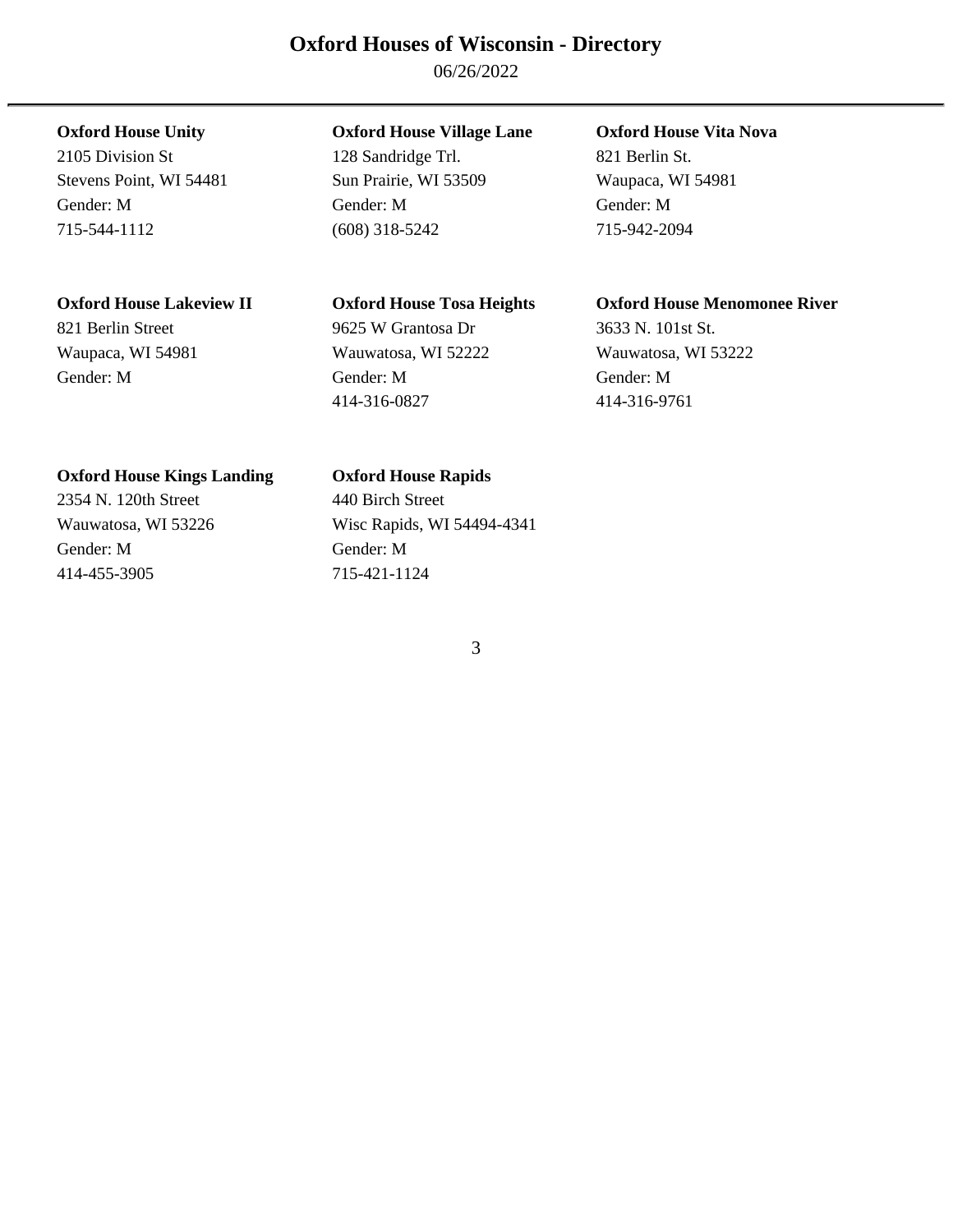# Oxford Houses of Wisconsin - Directory

06/26/2022

---

**Oxford House Unity**
2105 Division St
Stevens Point, WI 54481
Gender: M
715-544-1112

**Oxford House Village Lane**
128 Sandridge Trl.
Sun Prairie, WI 53509
Gender: M
(608) 318-5242

**Oxford House Vita Nova**
821 Berlin St.
Waupaca, WI 54981
Gender: M
715-942-2094

**Oxford House Lakeview II**
821 Berlin Street
Waupaca, WI 54981
Gender: M

**Oxford House Tosa Heights**
9625 W Grantosa Dr
Wauwatosa, WI 52222
Gender: M
414-316-0827

**Oxford House Menomonee River**
3633 N. 101st St.
Wauwatosa, WI 53222
Gender: M
414-316-9761

**Oxford House Kings Landing**
2354 N. 120th Street
Wauwatosa, WI 53226
Gender: M
414-455-3905

**Oxford House Rapids**
440 Birch Street
Wisc Rapids, WI 54494-4341
Gender: M
715-421-1124